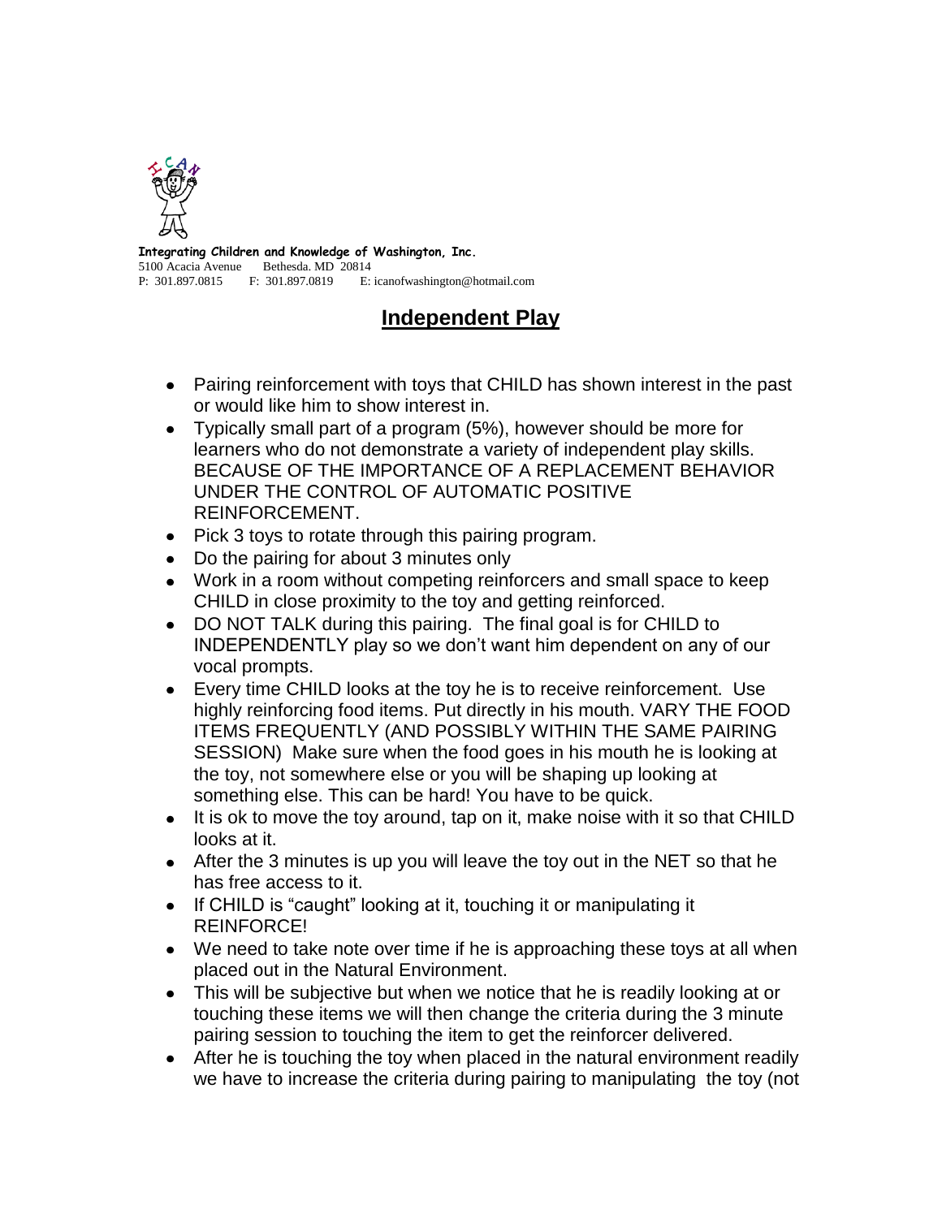**Integrating Children and Knowledge of Washington, Inc.**
5100 Acacia Avenue Bethesda. MD 20814
P: 301.897.0815 F: 301.897.0819 E: icanofwashington@hotmail.com

# Independent Play

- Pairing reinforcement with toys that CHILD has shown interest in the past or would like him to show interest in.
- Typically small part of a program (5%), however should be more for learners who do not demonstrate a variety of independent play skills. BECAUSE OF THE IMPORTANCE OF A REPLACEMENT BEHAVIOR UNDER THE CONTROL OF AUTOMATIC POSITIVE REINFORCEMENT.
- Pick 3 toys to rotate through this pairing program.
- Do the pairing for about 3 minutes only
- Work in a room without competing reinforcers and small space to keep CHILD in close proximity to the toy and getting reinforced.
- DO NOT TALK during this pairing. The final goal is for CHILD to INDEPENDENTLY play so we don't want him dependent on any of our vocal prompts.
- Every time CHILD looks at the toy he is to receive reinforcement. Use highly reinforcing food items. Put directly in his mouth. VARY THE FOOD ITEMS FREQUENTLY (AND POSSIBLY WITHIN THE SAME PAIRING SESSION) Make sure when the food goes in his mouth he is looking at the toy, not somewhere else or you will be shaping up looking at something else. This can be hard! You have to be quick.
- It is ok to move the toy around, tap on it, make noise with it so that CHILD looks at it.
- After the 3 minutes is up you will leave the toy out in the NET so that he has free access to it.
- If CHILD is "caught" looking at it, touching it or manipulating it REINFORCE!
- We need to take note over time if he is approaching these toys at all when placed out in the Natural Environment.
- This will be subjective but when we notice that he is readily looking at or touching these items we will then change the criteria during the 3 minute pairing session to touching the item to get the reinforcer delivered.
- After he is touching the toy when placed in the natural environment readily we have to increase the criteria during pairing to manipulating the toy (not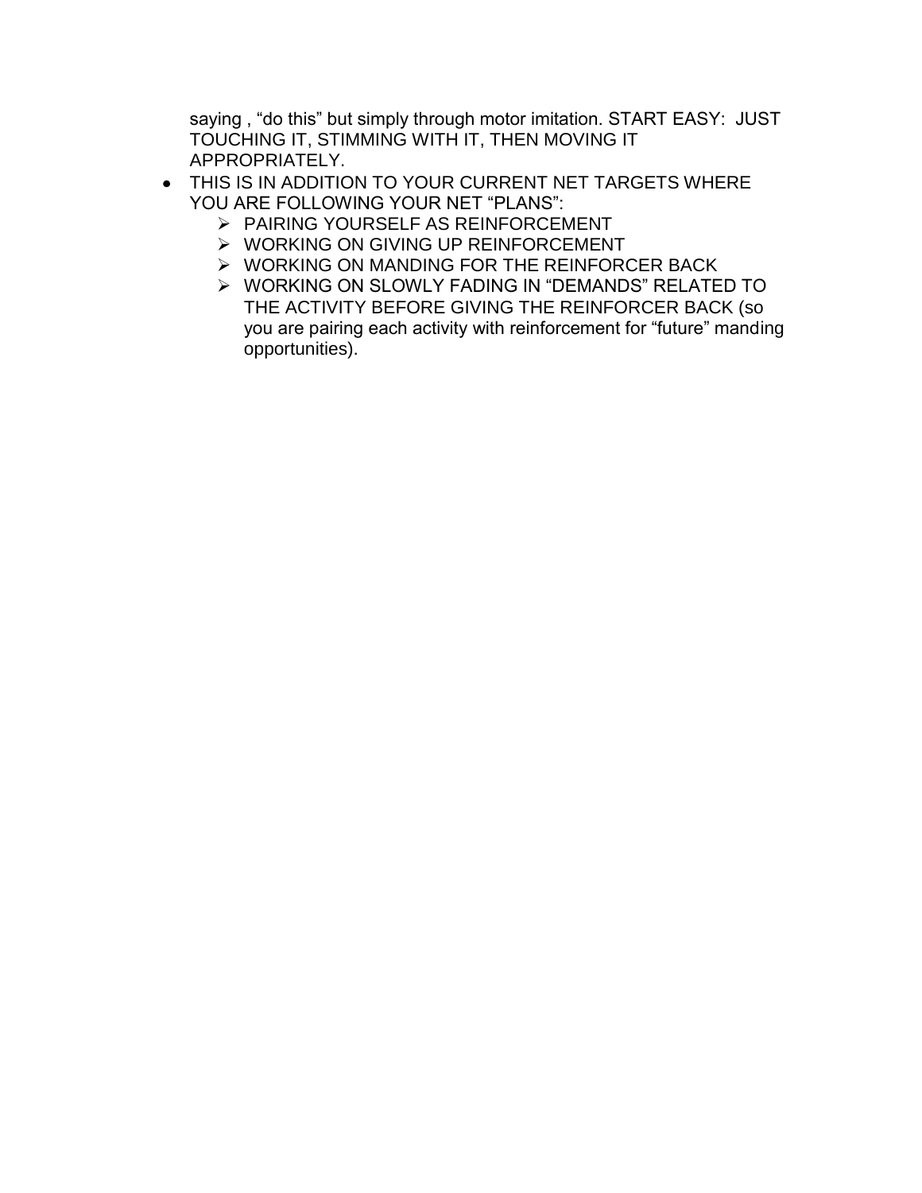saying , "do this" but simply through motor imitation. START EASY: JUST TOUCHING IT, STIMMING WITH IT, THEN MOVING IT APPROPRIATELY.

- THIS IS IN ADDITION TO YOUR CURRENT NET TARGETS WHERE YOU ARE FOLLOWING YOUR NET "PLANS":
  - PAIRING YOURSELF AS REINFORCEMENT
  - WORKING ON GIVING UP REINFORCEMENT
  - WORKING ON MANDING FOR THE REINFORCER BACK
  - WORKING ON SLOWLY FADING IN "DEMANDS" RELATED TO THE ACTIVITY BEFORE GIVING THE REINFORCER BACK (so you are pairing each activity with reinforcement for "future" manding opportunities).